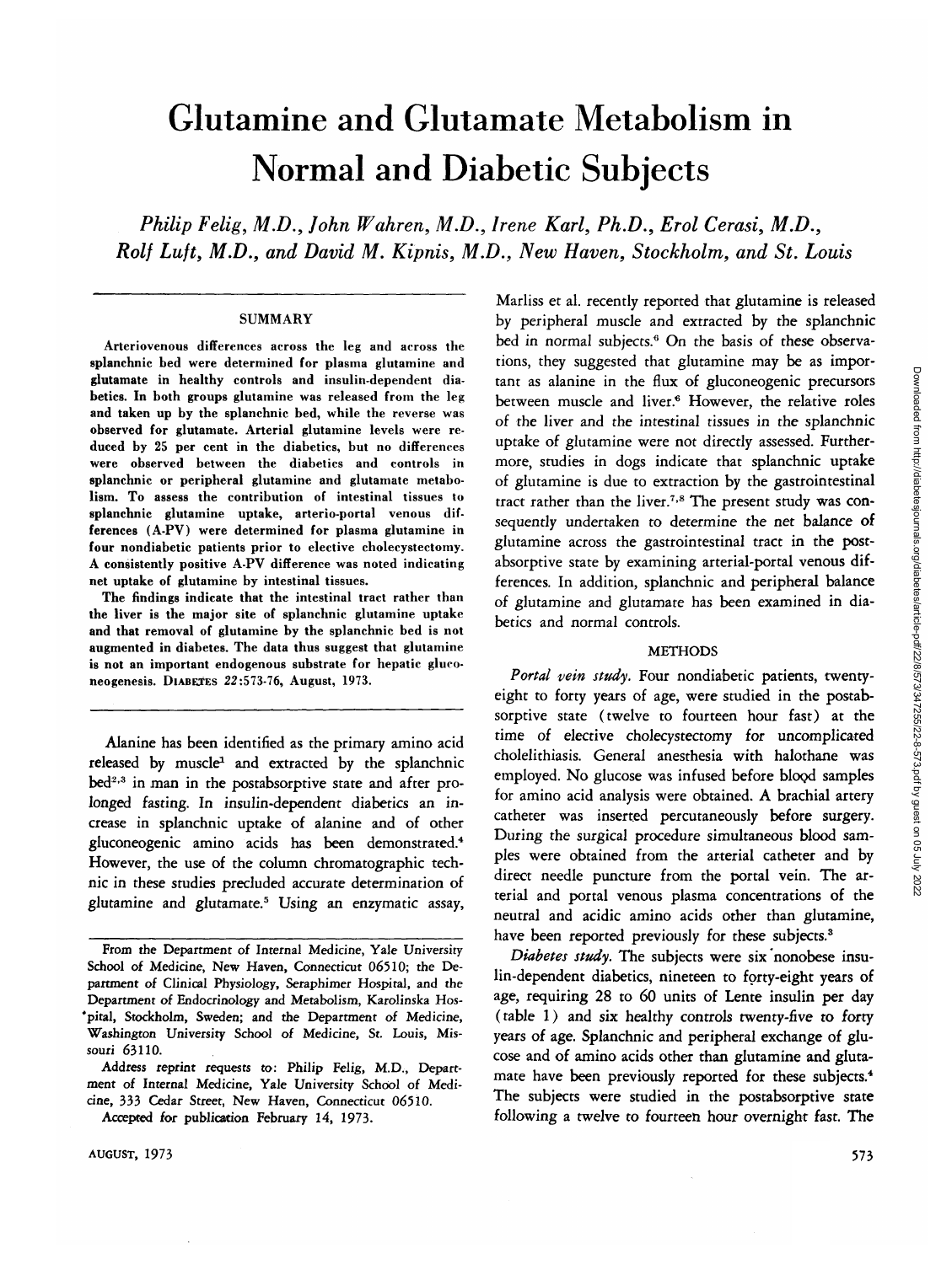# Glutamine and Glutamate Metabolism in Normal and Diabetic Subjects

*Philip Felig, M.D., John Wahren, M.D., Irene Karl, Ph.D., Erol Cerasi, M.D., Rolf Luft, M.D., and David M. Kipnis, M.D., New Haven, Stockholm, and St. Louis*

## SUMMARY

Arteriovenous differences across the leg and across the splanchnic bed were determined for plasma glutamine and glutamate in healthy controls and insulin-dependent diabetics. In both groups glutamine was released from the leg and taken up by the splanchnic bed, while the reverse was observed for glutamate. Arterial glutamine levels were reduced by 25 per cent in the diabetics, but no differences were observed between the diabetics and controls in splanchnic or peripheral glutamine and glutamate metabolism. To assess the contribution of intestinal tissues to splanchnic glutamine uptake, arterio-portal venous differences (A-PV) were determined for plasma glutamine in four nondiabetic patients prior to elective cholecystectomy. A consistently positive A-PV difference was noted indicating net uptake of glutamine by intestinal tissues.

The findings indicate that the intestinal tract rather than the liver is the major site of splanchnic glutamine uptake and that removal of glutamine by the splanchnic bed is not augmented in diabetes. The data thus suggest that glutamine is not an important endogenous substrate for hepatic gluconeogenesis. DIABETES 22:573-76, August, 1973.

Alanine has been identified as the primary amino acid released by muscle[1] and extracted by the splanchnic bed[2,3] in man in the postabsorptive state and after prolonged fasting. In insulin-dependent diabetics an increase in splanchnic uptake of alanine and of other gluconeogenic amino acids has been demonstrated.[4] However, the use of the column chromatographic technic in these studies precluded accurate determination of glutamine and glutamate.[5] Using an enzymatic assay, Marliss et al. recently reported that glutamine is released by peripheral muscle and extracted by the splanchnic bed in normal subjects.[6] On the basis of these observations, they suggested that glutamine may be as important as alanine in the flux of gluconeogenic precursors between muscle and liver.[6] However, the relative roles of the liver and the intestinal tissues in the splanchnic uptake of glutamine were not directly assessed. Furthermore, studies in dogs indicate that splanchnic uptake of glutamine is due to extraction by the gastrointestinal tract rather than the liver.[7,8] The present study was consequently undertaken to determine the net balance of glutamine across the gastrointestinal tract in the postabsorptive state by examining arterial-portal venous differences. In addition, splanchnic and peripheral balance of glutamine and glutamate has been examined in diabetics and normal controls.

From the Department of Internal Medicine, Yale University School of Medicine, New Haven, Connecticut 06510; the Department of Clinical Physiology, Seraphimer Hospital, and the Department of Endocrinology and Metabolism, Karolinska Hospital, Stockholm, Sweden; and the Department of Medicine, Washington University School of Medicine, St. Louis, Missouri 63110.

Address reprint requests to: Philip Felig, M.D., Department of Internal Medicine, Yale University School of Medicine, 333 Cedar Street, New Haven, Connecticut 06510.

Accepted for publication February 14, 1973.

## METHODS

*Portal vein study.* Four nondiabetic patients, twenty-eight to forty years of age, were studied in the postabsorptive state (twelve to fourteen hour fast) at the time of elective cholecystectomy for uncomplicated cholelithiasis. General anesthesia with halothane was employed. No glucose was infused before blood samples for amino acid analysis were obtained. A brachial artery catheter was inserted percutaneously before surgery. During the surgical procedure simultaneous blood samples were obtained from the arterial catheter and by direct needle puncture from the portal vein. The arterial and portal venous plasma concentrations of the neutral and acidic amino acids other than glutamine, have been reported previously for these subjects.[3]

*Diabetes study.* The subjects were six nonobese insulin-dependent diabetics, nineteen to forty-eight years of age, requiring 28 to 60 units of Lente insulin per day (table 1) and six healthy controls twenty-five to forty years of age. Splanchnic and peripheral exchange of glucose and of amino acids other than glutamine and glutamate have been previously reported for these subjects.[4] The subjects were studied in the postabsorptive state following a twelve to fourteen hour overnight fast. The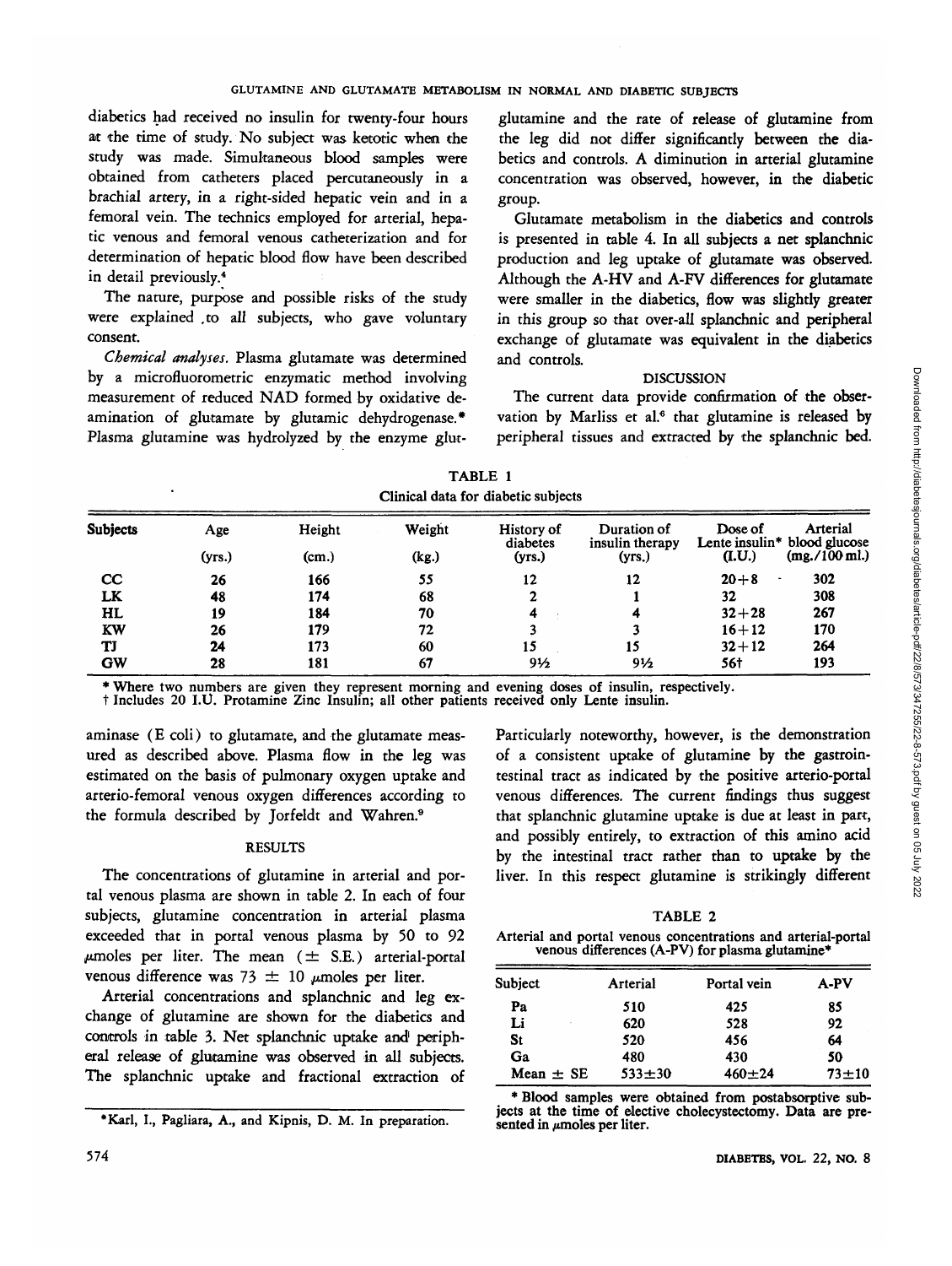diabetics had received no insulin for twenty-four hours at the time of study. No subject was ketotic when the study was made. Simultaneous blood samples were obtained from catheters placed percutaneously in a brachial artery, in a right-sided hepatic vein and in a femoral vein. The technics employed for arterial, hepatic venous and femoral venous catheterization and for determination of hepatic blood flow have been described in detail previously.[4]

The nature, purpose and possible risks of the study were explained to all subjects, who gave voluntary consent.

*Chemical analyses.* Plasma glutamate was determined by a microfluorometric enzymatic method involving measurement of reduced NAD formed by oxidative deamination of glutamate by glutamic dehydrogenase.* Plasma glutamine was hydrolyzed by the enzyme glutaminase (E coli) to glutamate, and the glutamate measured as described above. Plasma flow in the leg was estimated on the basis of pulmonary oxygen uptake and arterio-femoral venous oxygen differences according to the formula described by Jorfeldt and Wahren.[9]

## RESULTS

The concentrations of glutamine in arterial and portal venous plasma are shown in table 2. In each of four subjects, glutamine concentration in arterial plasma exceeded that in portal venous plasma by 50 to 92 μmoles per liter. The mean (± S.E.) arterial-portal venous difference was 73 ± 10 μmoles per liter.

Arterial concentrations and splanchnic and leg exchange of glutamine are shown for the diabetics and controls in table 3. Net splanchnic uptake and peripheral release of glutamine was observed in all subjects. The splanchnic uptake and fractional extraction of glutamine and the rate of release of glutamine from the leg did not differ significantly between the diabetics and controls. A diminution in arterial glutamine concentration was observed, however, in the diabetic group.

Glutamate metabolism in the diabetics and controls is presented in table 4. In all subjects a net splanchnic production and leg uptake of glutamate was observed. Although the A-HV and A-FV differences for glutamate were smaller in the diabetics, flow was slightly greater in this group so that over-all splanchnic and peripheral exchange of glutamate was equivalent in the diabetics and controls.

## DISCUSSION

The current data provide confirmation of the observation by Marliss et al.[6] that glutamine is released by peripheral tissues and extracted by the splanchnic bed. Particularly noteworthy, however, is the demonstration of a consistent uptake of glutamine by the gastrointestinal tract as indicated by the positive arterio-portal venous differences. The current findings thus suggest that splanchnic glutamine uptake is due at least in part, and possibly entirely, to extraction of this amino acid by the intestinal tract rather than to uptake by the liver. In this respect glutamine is strikingly different

TABLE 1
Clinical data for diabetic subjects

| Subjects | Age (yrs.) | Height (cm.) | Weight (kg.) | History of diabetes (yrs.) | Duration of insulin therapy (yrs.) | Dose of Lente insulin* (I.U.) | Arterial blood glucose (mg./100 ml.) |
|---|---|---|---|---|---|---|---|
| CC | 26 | 166 | 55 | 12 | 12 | 20+8 | 302 |
| LK | 48 | 174 | 68 | 2 | 1 | 32 | 308 |
| HL | 19 | 184 | 70 | 4 | 4 | 32+28 | 267 |
| KW | 26 | 179 | 72 | 3 | 3 | 16+12 | 170 |
| TJ | 24 | 173 | 60 | 15 | 15 | 32+12 | 264 |
| GW | 28 | 181 | 67 | 9½ | 9½ | 56† | 193 |

\* Where two numbers are given they represent morning and evening doses of insulin, respectively.
† Includes 20 I.U. Protamine Zinc Insulin; all other patients received only Lente insulin.

TABLE 2
Arterial and portal venous concentrations and arterial-portal venous differences (A-PV) for plasma glutamine*

| Subject | Arterial | Portal vein | A-PV |
|---|---|---|---|
| Pa | 510 | 425 | 85 |
| Li | 620 | 528 | 92 |
| St | 520 | 456 | 64 |
| Ga | 480 | 430 | 50 |
| Mean ± SE | 533±30 | 460±24 | 73±10 |

\* Blood samples were obtained from postabsorptive subjects at the time of elective cholecystectomy. Data are presented in μmoles per liter.

\*Karl, I., Pagliara, A., and Kipnis, D. M. In preparation.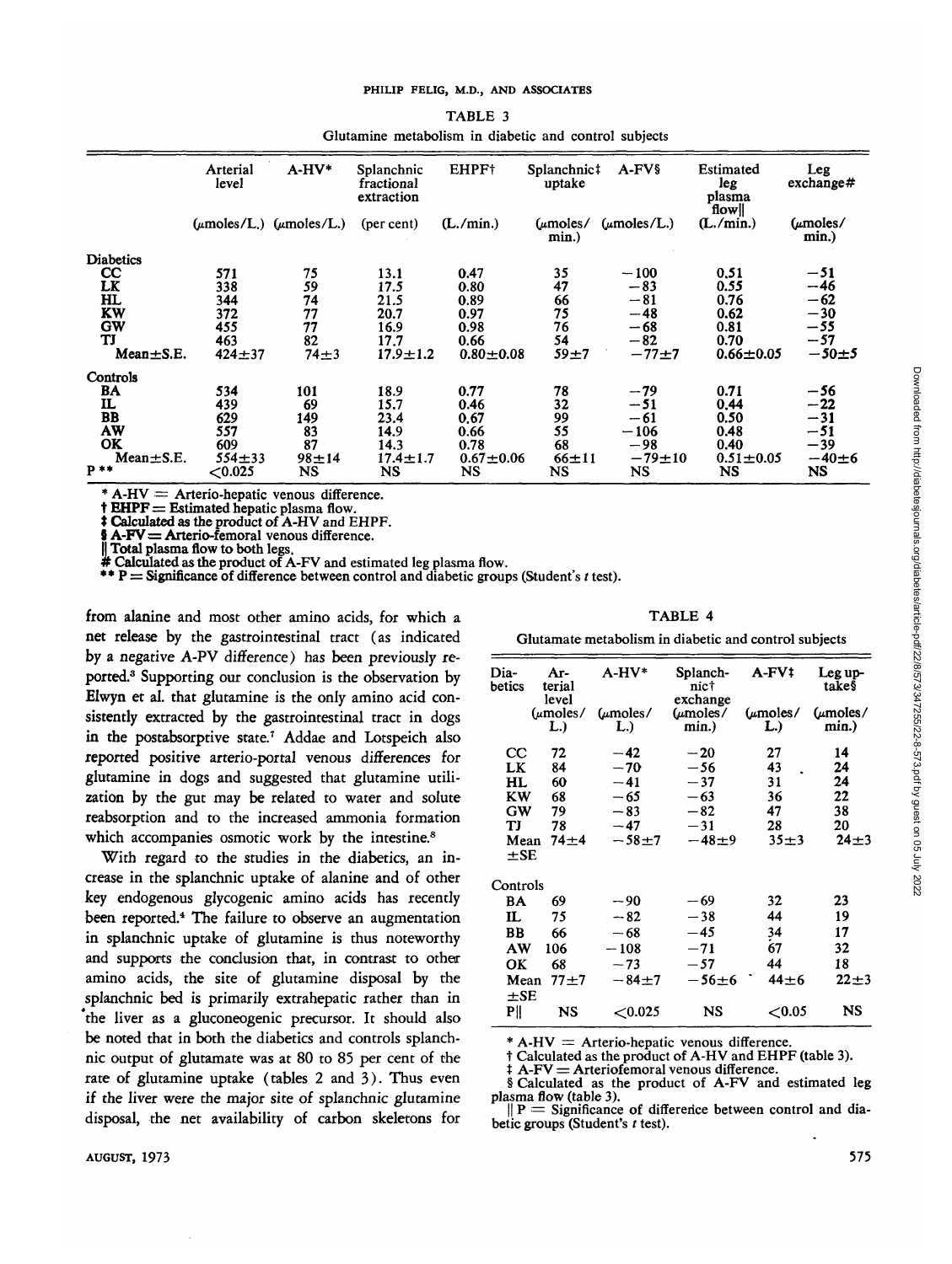TABLE 3

Glutamine metabolism in diabetic and control subjects

| | Arterial level | A-HV* | Splanchnic fractional extraction | EHPF† | Splanchnic‡ uptake | A-FV§ | Estimated leg plasma flow‖ | Leg exchange# |
|---|---|---|---|---|---|---|---|---|
| | (μmoles/L.) | (μmoles/L.) | (per cent) | (L./min.) | (μmoles/ min.) | (μmoles/L.) | (L./min.) | (μmoles/ min.) |
| Diabetics | | | | | | | | |
| CC | 571 | 75 | 13.1 | 0.47 | 35 | −100 | 0.51 | −51 |
| LK | 338 | 59 | 17.5 | 0.80 | 47 | −83 | 0.55 | −46 |
| HL | 344 | 74 | 21.5 | 0.89 | 66 | −81 | 0.76 | −62 |
| KW | 372 | 77 | 20.7 | 0.97 | 75 | −48 | 0.62 | −30 |
| GW | 455 | 77 | 16.9 | 0.98 | 76 | −68 | 0.81 | −55 |
| TJ | 463 | 82 | 17.7 | 0.66 | 54 | −82 | 0.70 | −57 |
| Mean±S.E. | 424±37 | 74±3 | 17.9±1.2 | 0.80±0.08 | 59±7 | −77±7 | 0.66±0.05 | −50±5 |
| Controls | | | | | | | | |
| BA | 534 | 101 | 18.9 | 0.77 | 78 | −79 | 0.71 | −56 |
| IL | 439 | 69 | 15.7 | 0.46 | 32 | −51 | 0.44 | −22 |
| BB | 629 | 149 | 23.4 | 0.67 | 99 | −61 | 0.50 | −31 |
| AW | 557 | 83 | 14.9 | 0.66 | 55 | −106 | 0.48 | −51 |
| OK | 609 | 87 | 14.3 | 0.78 | 68 | −98 | 0.40 | −39 |
| Mean±S.E. | 554±33 | 98±14 | 17.4±1.7 | 0.67±0.06 | 66±11 | −79±10 | 0.51±0.05 | −40±6 |
| P ** | <0.025 | NS | NS | NS | NS | NS | NS | NS |

* A-HV = Arterio-hepatic venous difference.
† EHPF = Estimated hepatic plasma flow.
‡ Calculated as the product of A-HV and EHPF.
§ A-FV = Arterio-femoral venous difference.
‖ Total plasma flow to both legs.
\# Calculated as the product of A-FV and estimated leg plasma flow.
** P = Significance of difference between control and diabetic groups (Student's *t* test).

from alanine and most other amino acids, for which a net release by the gastrointestinal tract (as indicated by a negative A-PV difference) has been previously reported.[3] Supporting our conclusion is the observation by Elwyn et al. that glutamine is the only amino acid consistently extracted by the gastrointestinal tract in dogs in the postabsorptive state.[7] Addae and Lotspeich also reported positive arterio-portal venous differences for glutamine in dogs and suggested that glutamine utilization by the gut may be related to water and solute reabsorption and to the increased ammonia formation which accompanies osmotic work by the intestine.[8]

With regard to the studies in the diabetics, an increase in the splanchnic uptake of alanine and of other key endogenous glycogenic amino acids has recently been reported.[4] The failure to observe an augmentation in splanchnic uptake of glutamine is thus noteworthy and supports the conclusion that, in contrast to other amino acids, the site of glutamine disposal by the splanchnic bed is primarily extrahepatic rather than in the liver as a gluconeogenic precursor. It should also be noted that in both the diabetics and controls splanchnic output of glutamate was at 80 to 85 per cent of the rate of glutamine uptake (tables 2 and 3). Thus even if the liver were the major site of splanchnic glutamine disposal, the net availability of carbon skeletons for

TABLE 4

Glutamate metabolism in diabetic and control subjects

| Diabetics | Arterial level | A-HV* | Splanchnic† exchange | A-FV‡ | Leg uptake§ |
|---|---|---|---|---|---|
| | (μmoles/ L.) | (μmoles/ L.) | (μmoles/ min.) | (μmoles/ L.) | (μmoles/ min.) |
| CC | 72 | −42 | −20 | 27 | 14 |
| LK | 84 | −70 | −56 | 43 | 24 |
| HL | 60 | −41 | −37 | 31 | 24 |
| KW | 68 | −65 | −63 | 36 | 22 |
| GW | 79 | −83 | −82 | 47 | 38 |
| TJ | 78 | −47 | −31 | 28 | 20 |
| Mean ±SE | 74±4 | −58±7 | −48±9 | 35±3 | 24±3 |
| Controls | | | | | |
| BA | 69 | −90 | −69 | 32 | 23 |
| IL | 75 | −82 | −38 | 44 | 19 |
| BB | 66 | −68 | −45 | 34 | 17 |
| AW | 106 | −108 | −71 | 67 | 32 |
| OK | 68 | −73 | −57 | 44 | 18 |
| Mean ±SE | 77±7 | −84±7 | −56±6 | 44±6 | 22±3 |
| P‖ | NS | <0.025 | NS | <0.05 | NS |

* A-HV = Arterio-hepatic venous difference.
† Calculated as the product of A-HV and EHPF (table 3).
‡ A-FV = Arteriofemoral venous difference.
§ Calculated as the product of A-FV and estimated leg plasma flow (table 3).
‖ P = Significance of difference between control and diabetic groups (Student's *t* test).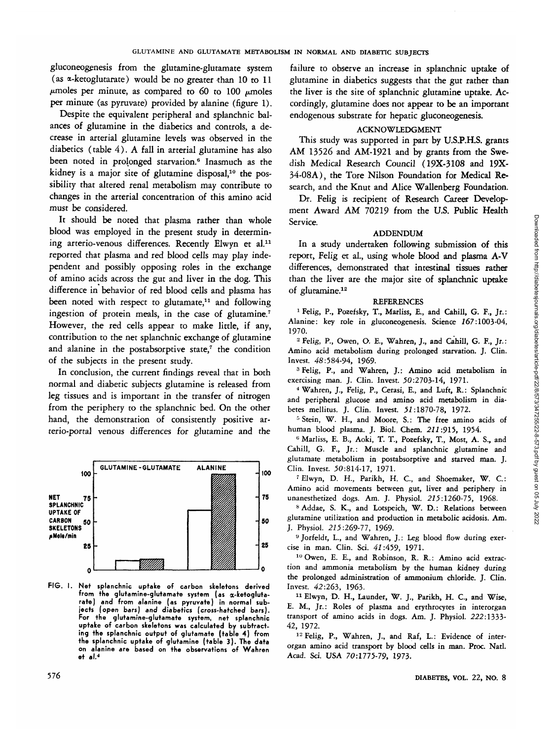gluconeogenesis from the glutamine-glutamate system (as α-ketoglutarate) would be no greater than 10 to 11 μmoles per minute, as compared to 60 to 100 μmoles per minute (as pyruvate) provided by alanine (figure 1).

Despite the equivalent peripheral and splanchnic balances of glutamine in the diabetics and controls, a decrease in arterial glutamine levels was observed in the diabetics (table 4). A fall in arterial glutamine has also been noted in prolonged starvation.[6] Inasmuch as the kidney is a major site of glutamine disposal,[10] the possibility that altered renal metabolism may contribute to changes in the arterial concentration of this amino acid must be considered.

It should be noted that plasma rather than whole blood was employed in the present study in determining arterio-venous differences. Recently Elwyn et al.[11] reported that plasma and red blood cells may play independent and possibly opposing roles in the exchange of amino acids across the gut and liver in the dog. This difference in behavior of red blood cells and plasma has been noted with respect to glutamate,[11] and following ingestion of protein meals, in the case of glutamine.[7] However, the red cells appear to make little, if any, contribution to the net splanchnic exchange of glutamine and alanine in the postabsorptive state,[7] the condition of the subjects in the present study.

In conclusion, the current findings reveal that in both normal and diabetic subjects glutamine is released from leg tissues and is important in the transfer of nitrogen from the periphery to the splanchnic bed. On the other hand, the demonstration of consistently positive arterio-portal venous differences for glutamine and the failure to observe an increase in splanchnic uptake of glutamine in diabetics suggests that the gut rather than the liver is the site of splanchnic glutamine uptake. Accordingly, glutamine does not appear to be an important endogenous substrate for hepatic gluconeogenesis.

GLUTAMINE - GLUTAMATE
ALANINE
NET SPLANCHNIC UPTAKE OF CARBON SKELETONS μMole/min
100
75
50
25
0

FIG. 1. Net splanchnic uptake of carbon skeletons derived from the glutamine-glutamate system (as α-ketoglutarate) and from alanine (as pyruvate) in normal subjects (open bars) and diabetics (cross-hatched bars). For the glutamine-glutamate system, net splanchnic uptake of carbon skeletons was calculated by subtracting the splanchnic output of glutamate (table 4) from the splanchnic uptake of glutamine (table 3). The data on alanine are based on the observations of Wahren et al.[4]

## ACKNOWLEDGMENT

This study was supported in part by U.S.P.H.S. grants AM 13526 and AM-1921 and by grants from the Swedish Medical Research Council (19X-3108 and 19X-34-08A), the Tore Nilson Foundation for Medical Research, and the Knut and Alice Wallenberg Foundation.

Dr. Felig is recipient of Research Career Development Award AM 70219 from the U.S. Public Health Service.

## ADDENDUM

In a study undertaken following submission of this report, Felig et al., using whole blood and plasma A-V differences, demonstrated that intestinal tissues rather than the liver are the major site of splanchnic uptake of glutamine.[12]

## REFERENCES

1. Felig, P., Pozefsky, T., Marliss, E., and Cahill, G. F., Jr.: Alanine: key role in gluconeogenesis. Science *167*:1003-04, 1970.
2. Felig, P., Owen, O. E., Wahren, J., and Cahill, G. F., Jr.: Amino acid metabolism during prolonged starvation. J. Clin. Invest. *48*:584-94, 1969.
3. Felig, P., and Wahren, J.: Amino acid metabolism in exercising man. J. Clin. Invest. *50*:2703-14, 1971.
4. Wahren, J., Felig, P., Cerasi, E., and Luft, R.: Splanchnic and peripheral glucose and amino acid metabolism in diabetes mellitus. J. Clin. Invest. *51*:1870-78, 1972.
5. Stein, W. H., and Moore, S.: The free amino acids of human blood plasma. J. Biol. Chem. *211*:915, 1954.
6. Marliss, E. B., Aoki, T. T., Pozefsky, T., Most, A. S., and Cahill, G. F., Jr.: Muscle and splanchnic glutamine and glutamate metabolism in postabsorptive and starved man. J. Clin. Invest. *50*:814-17, 1971.
7. Elwyn, D. H., Parikh, H. C., and Shoemaker, W. C.: Amino acid movements between gut, liver and periphery in unanesthetized dogs. Am. J. Physiol. *215*:1260-75, 1968.
8. Addae, S. K., and Lotspeich, W. D.: Relations between glutamine utilization and production in metabolic acidosis. Am. J. Physiol. *215*:269-77, 1969.
9. Jorfeldt, L., and Wahren, J.: Leg blood flow during exercise in man. Clin. Sci. *41*:459, 1971.
10. Owen, E. E., and Robinson, R. R.: Amino acid extraction and ammonia metabolism by the human kidney during the prolonged administration of ammonium chloride. J. Clin. Invest. *42*:263, 1963.
11. Elwyn, D. H., Launder, W. J., Parikh, H. C., and Wise, E. M., Jr.: Roles of plasma and erythrocytes in interorgan transport of amino acids in dogs. Am. J. Physiol. *222*:1333-42, 1972.
12. Felig, P., Wahren, J., and Raf, L.: Evidence of interorgan amino acid transport by blood cells in man. Proc. Natl. Acad. Sci. USA *70*:1775-79, 1973.